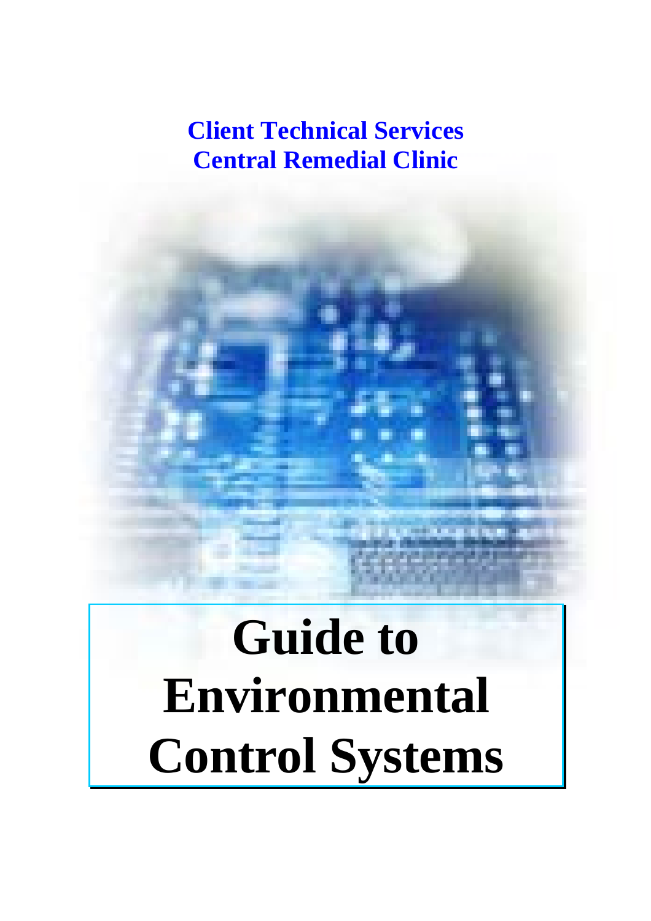**Client Technical Services**
**Central Remedial Clinic**

# Guide to Environmental Control Systems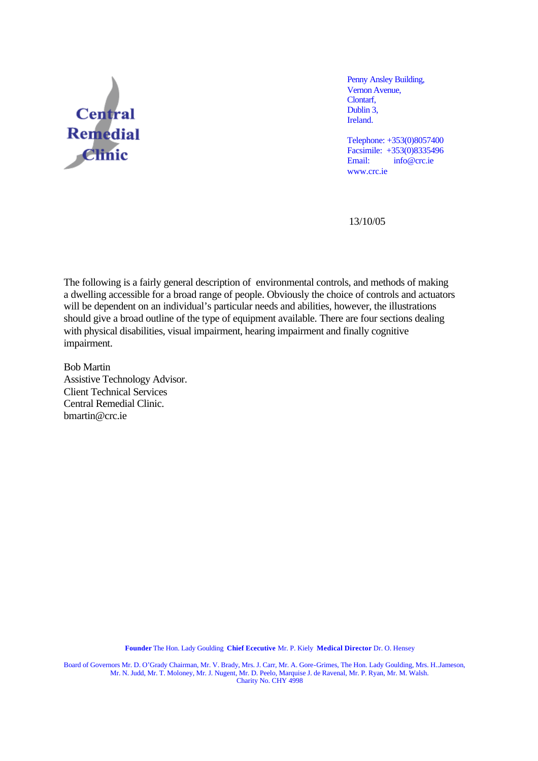**Central Remedial Clinic**

Penny Ansley Building,
Vernon Avenue,
Clontarf,
Dublin 3,
Ireland.

Telephone: +353(0)8057400
Facsimile: +353(0)8335496
Email: info@crc.ie
www.crc.ie

13/10/05

The following is a fairly general description of environmental controls, and methods of making a dwelling accessible for a broad range of people. Obviously the choice of controls and actuators will be dependent on an individual's particular needs and abilities, however, the illustrations should give a broad outline of the type of equipment available. There are four sections dealing with physical disabilities, visual impairment, hearing impairment and finally cognitive impairment.

Bob Martin
Assistive Technology Advisor.
Client Technical Services
Central Remedial Clinic.
bmartin@crc.ie

**Founder** The Hon. Lady Goulding **Chief Ececutive** Mr. P. Kiely **Medical Director** Dr. O. Hensey

Board of Governors Mr. D. O'Grady Chairman, Mr. V. Brady, Mrs. J. Carr, Mr. A. Gore-Grimes, The Hon. Lady Goulding, Mrs. H..Jameson, Mr. N. Judd, Mr. T. Moloney, Mr. J. Nugent, Mr. D. Peelo, Marquise J. de Ravenal, Mr. P. Ryan, Mr. M. Walsh.
Charity No. CHY 4998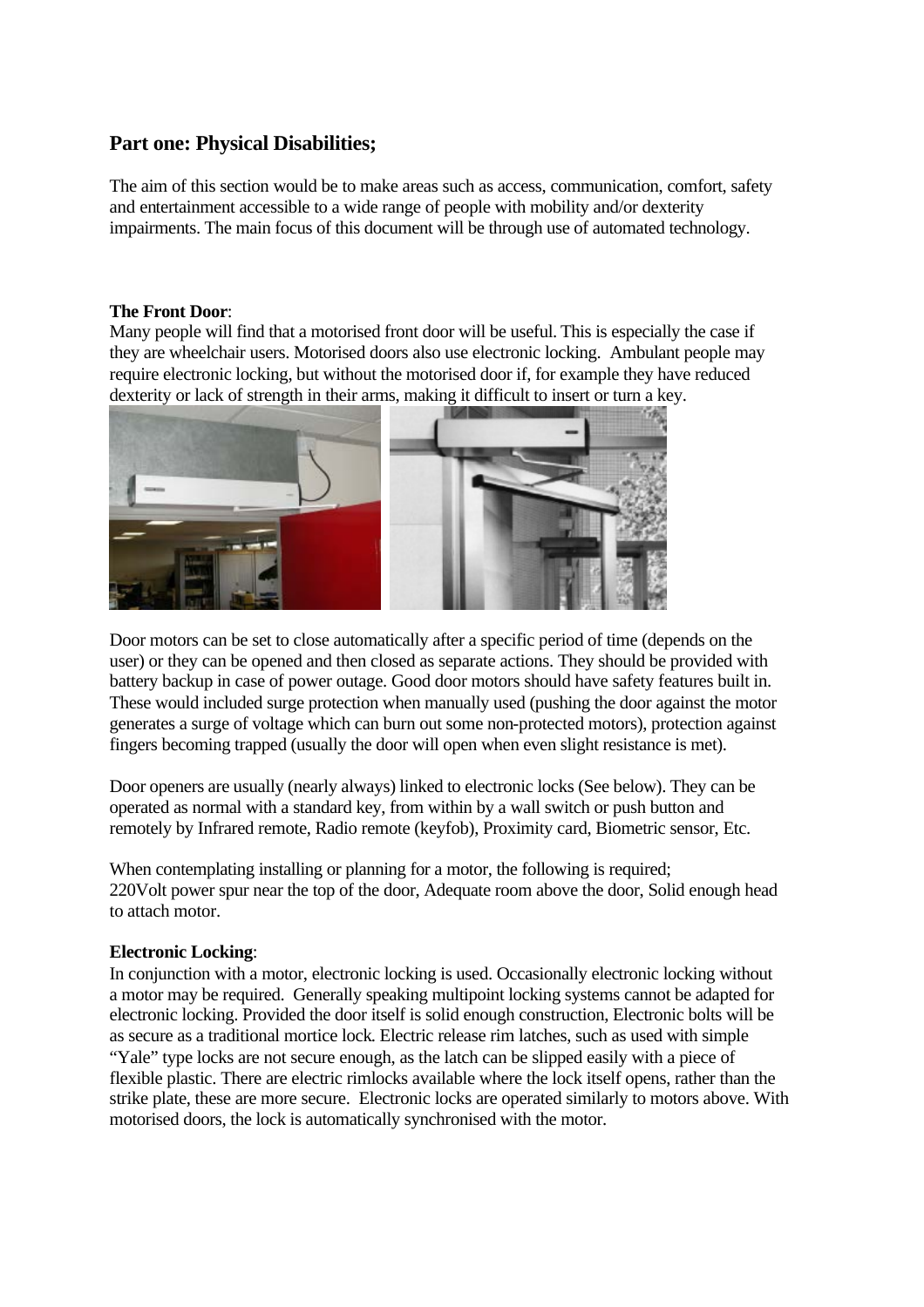## Part one: Physical Disabilities;

The aim of this section would be to make areas such as access, communication, comfort, safety and entertainment accessible to a wide range of people with mobility and/or dexterity impairments. The main focus of this document will be through use of automated technology.

**The Front Door**:
Many people will find that a motorised front door will be useful. This is especially the case if they are wheelchair users. Motorised doors also use electronic locking. Ambulant people may require electronic locking, but without the motorised door if, for example they have reduced dexterity or lack of strength in their arms, making it difficult to insert or turn a key.

Door motors can be set to close automatically after a specific period of time (depends on the user) or they can be opened and then closed as separate actions. They should be provided with battery backup in case of power outage. Good door motors should have safety features built in. These would included surge protection when manually used (pushing the door against the motor generates a surge of voltage which can burn out some non-protected motors), protection against fingers becoming trapped (usually the door will open when even slight resistance is met).

Door openers are usually (nearly always) linked to electronic locks (See below). They can be operated as normal with a standard key, from within by a wall switch or push button and remotely by Infrared remote, Radio remote (keyfob), Proximity card, Biometric sensor, Etc.

When contemplating installing or planning for a motor, the following is required;
220Volt power spur near the top of the door, Adequate room above the door, Solid enough head to attach motor.

**Electronic Locking**:
In conjunction with a motor, electronic locking is used. Occasionally electronic locking without a motor may be required. Generally speaking multipoint locking systems cannot be adapted for electronic locking. Provided the door itself is solid enough construction, Electronic bolts will be as secure as a traditional mortice lock. Electric release rim latches, such as used with simple "Yale" type locks are not secure enough, as the latch can be slipped easily with a piece of flexible plastic. There are electric rimlocks available where the lock itself opens, rather than the strike plate, these are more secure. Electronic locks are operated similarly to motors above. With motorised doors, the lock is automatically synchronised with the motor.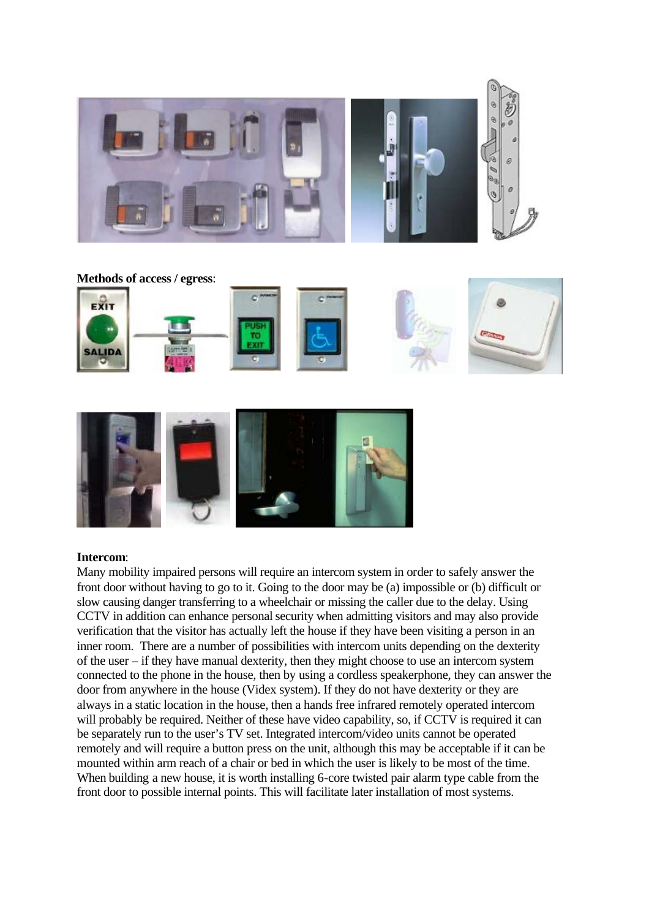**Methods of access / egress**:

**Intercom**:
Many mobility impaired persons will require an intercom system in order to safely answer the front door without having to go to it. Going to the door may be (a) impossible or (b) difficult or slow causing danger transferring to a wheelchair or missing the caller due to the delay. Using CCTV in addition can enhance personal security when admitting visitors and may also provide verification that the visitor has actually left the house if they have been visiting a person in an inner room. There are a number of possibilities with intercom units depending on the dexterity of the user – if they have manual dexterity, then they might choose to use an intercom system connected to the phone in the house, then by using a cordless speakerphone, they can answer the door from anywhere in the house (Videx system). If they do not have dexterity or they are always in a static location in the house, then a hands free infrared remotely operated intercom will probably be required. Neither of these have video capability, so, if CCTV is required it can be separately run to the user's TV set. Integrated intercom/video units cannot be operated remotely and will require a button press on the unit, although this may be acceptable if it can be mounted within arm reach of a chair or bed in which the user is likely to be most of the time. When building a new house, it is worth installing 6-core twisted pair alarm type cable from the front door to possible internal points. This will facilitate later installation of most systems.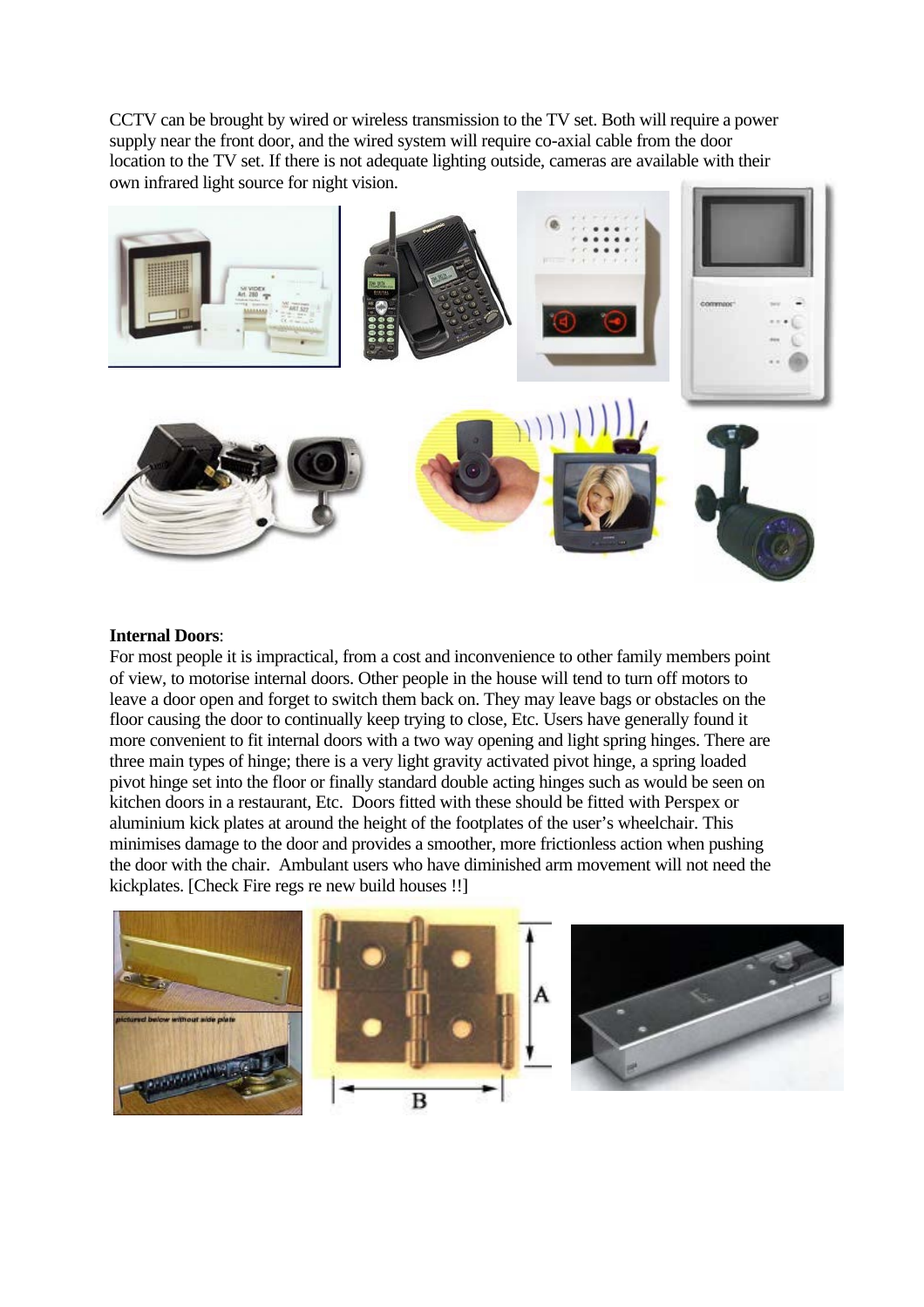CCTV can be brought by wired or wireless transmission to the TV set. Both will require a power supply near the front door, and the wired system will require co-axial cable from the door location to the TV set. If there is not adequate lighting outside, cameras are available with their own infrared light source for night vision.

**Internal Doors**:
For most people it is impractical, from a cost and inconvenience to other family members point of view, to motorise internal doors. Other people in the house will tend to turn off motors to leave a door open and forget to switch them back on. They may leave bags or obstacles on the floor causing the door to continually keep trying to close, Etc. Users have generally found it more convenient to fit internal doors with a two way opening and light spring hinges. There are three main types of hinge; there is a very light gravity activated pivot hinge, a spring loaded pivot hinge set into the floor or finally standard double acting hinges such as would be seen on kitchen doors in a restaurant, Etc. Doors fitted with these should be fitted with Perspex or aluminium kick plates at around the height of the footplates of the user's wheelchair. This minimises damage to the door and provides a smoother, more frictionless action when pushing the door with the chair. Ambulant users who have diminished arm movement will not need the kickplates. [Check Fire regs re new build houses !!]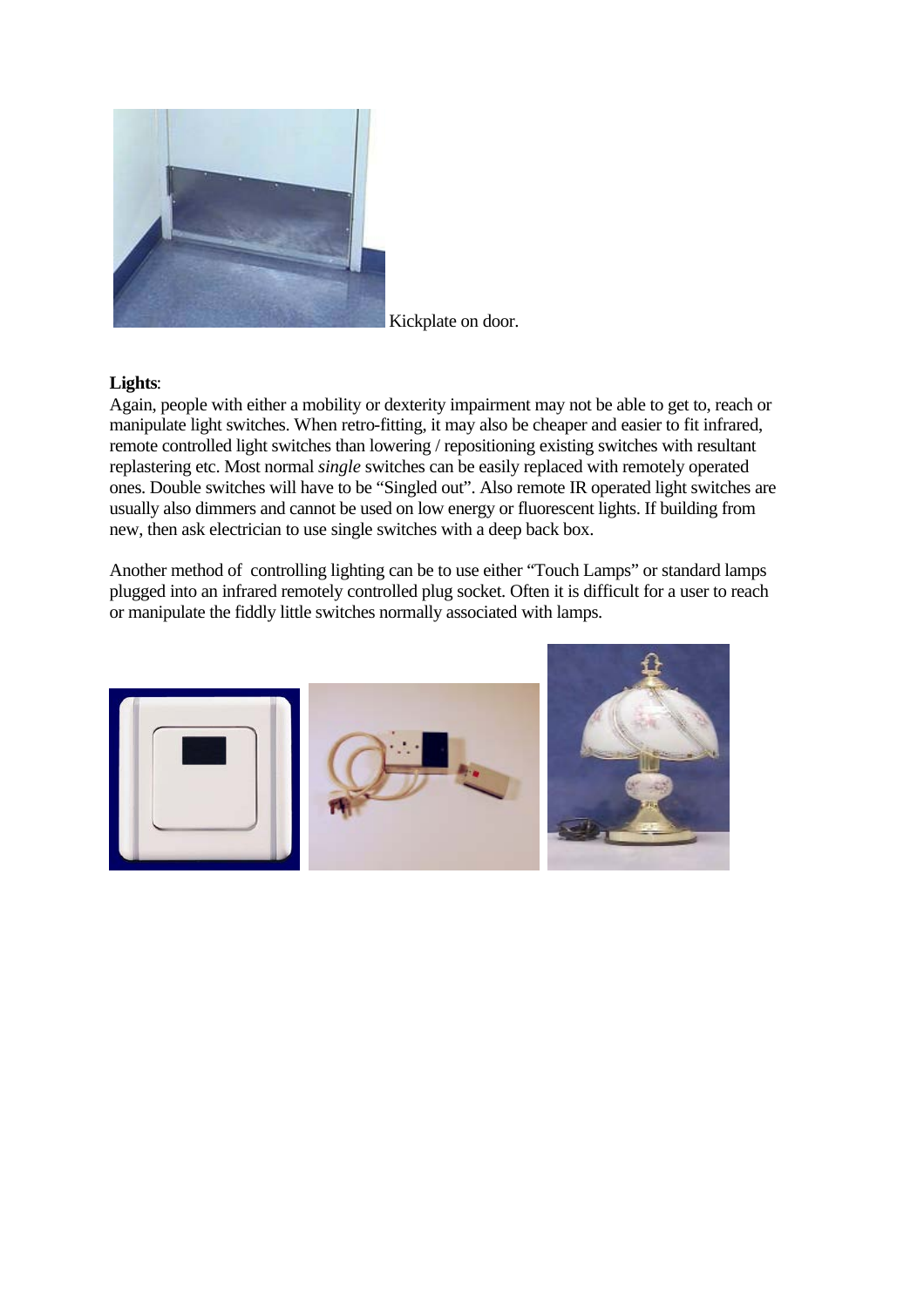Kickplate on door.

**Lights**:
Again, people with either a mobility or dexterity impairment may not be able to get to, reach or manipulate light switches. When retro-fitting, it may also be cheaper and easier to fit infrared, remote controlled light switches than lowering / repositioning existing switches with resultant replastering etc. Most normal *single* switches can be easily replaced with remotely operated ones. Double switches will have to be "Singled out". Also remote IR operated light switches are usually also dimmers and cannot be used on low energy or fluorescent lights. If building from new, then ask electrician to use single switches with a deep back box.

Another method of controlling lighting can be to use either "Touch Lamps" or standard lamps plugged into an infrared remotely controlled plug socket. Often it is difficult for a user to reach or manipulate the fiddly little switches normally associated with lamps.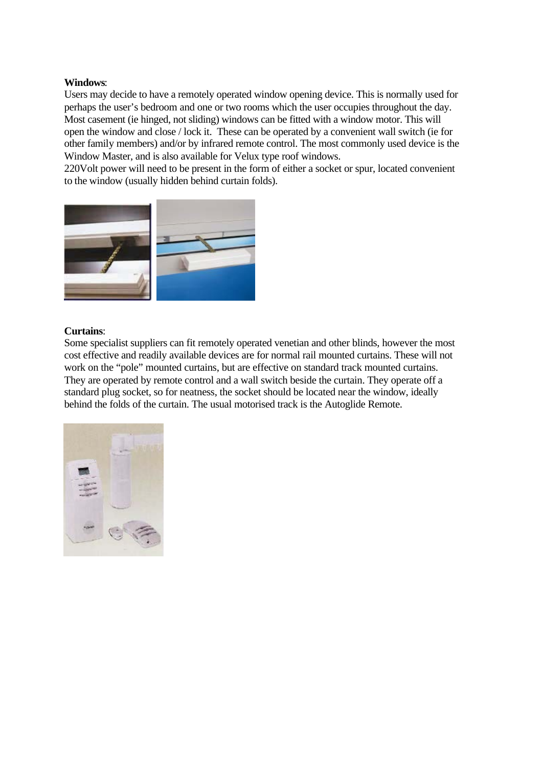**Windows**:
Users may decide to have a remotely operated window opening device. This is normally used for perhaps the user's bedroom and one or two rooms which the user occupies throughout the day. Most casement (ie hinged, not sliding) windows can be fitted with a window motor. This will open the window and close / lock it. These can be operated by a convenient wall switch (ie for other family members) and/or by infrared remote control. The most commonly used device is the Window Master, and is also available for Velux type roof windows.
220Volt power will need to be present in the form of either a socket or spur, located convenient to the window (usually hidden behind curtain folds).

**Curtains**:
Some specialist suppliers can fit remotely operated venetian and other blinds, however the most cost effective and readily available devices are for normal rail mounted curtains. These will not work on the "pole" mounted curtains, but are effective on standard track mounted curtains. They are operated by remote control and a wall switch beside the curtain. They operate off a standard plug socket, so for neatness, the socket should be located near the window, ideally behind the folds of the curtain. The usual motorised track is the Autoglide Remote.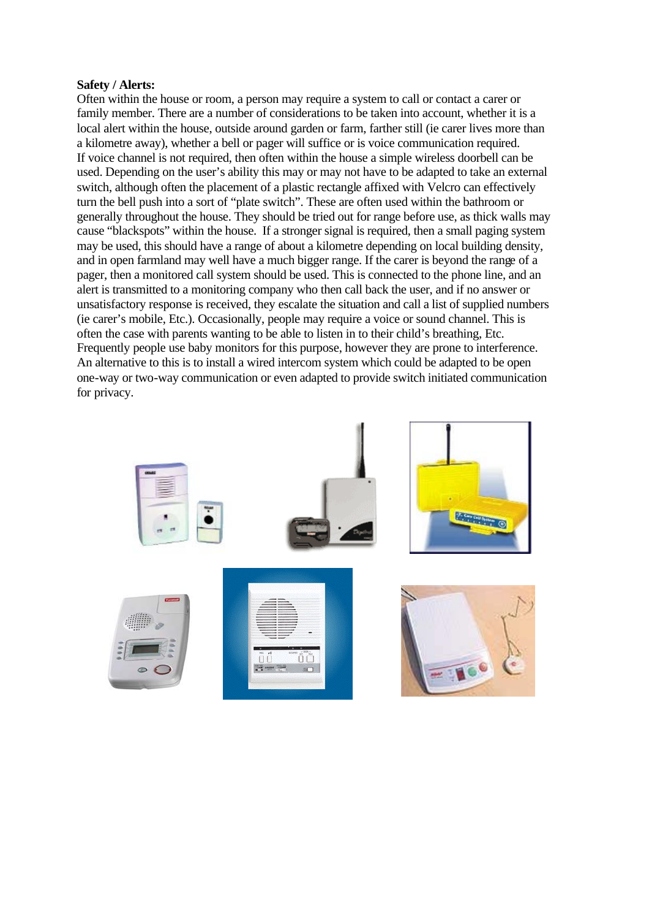**Safety / Alerts:**

Often within the house or room, a person may require a system to call or contact a carer or family member. There are a number of considerations to be taken into account, whether it is a local alert within the house, outside around garden or farm, farther still (ie carer lives more than a kilometre away), whether a bell or pager will suffice or is voice communication required. If voice channel is not required, then often within the house a simple wireless doorbell can be used. Depending on the user's ability this may or may not have to be adapted to take an external switch, although often the placement of a plastic rectangle affixed with Velcro can effectively turn the bell push into a sort of "plate switch". These are often used within the bathroom or generally throughout the house. They should be tried out for range before use, as thick walls may cause "blackspots" within the house. If a stronger signal is required, then a small paging system may be used, this should have a range of about a kilometre depending on local building density, and in open farmland may well have a much bigger range. If the carer is beyond the range of a pager, then a monitored call system should be used. This is connected to the phone line, and an alert is transmitted to a monitoring company who then call back the user, and if no answer or unsatisfactory response is received, they escalate the situation and call a list of supplied numbers (ie carer's mobile, Etc.). Occasionally, people may require a voice or sound channel. This is often the case with parents wanting to be able to listen in to their child's breathing, Etc. Frequently people use baby monitors for this purpose, however they are prone to interference. An alternative to this is to install a wired intercom system which could be adapted to be open one-way or two-way communication or even adapted to provide switch initiated communication for privacy.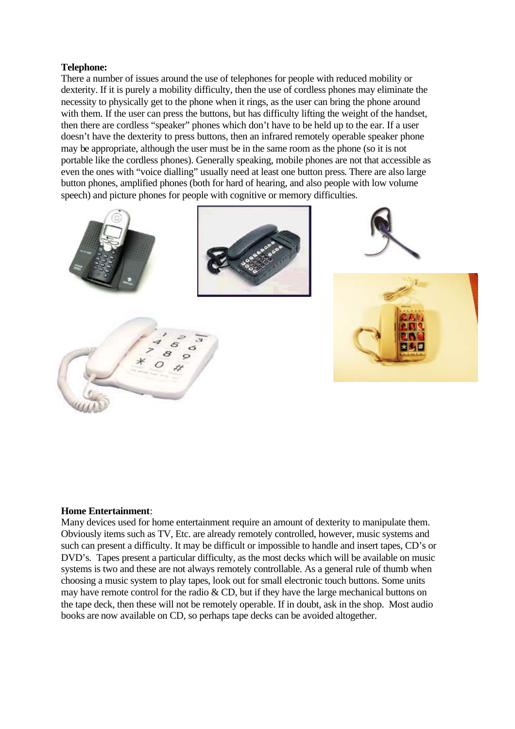**Telephone:**

There a number of issues around the use of telephones for people with reduced mobility or dexterity. If it is purely a mobility difficulty, then the use of cordless phones may eliminate the necessity to physically get to the phone when it rings, as the user can bring the phone around with them. If the user can press the buttons, but has difficulty lifting the weight of the handset, then there are cordless "speaker" phones which don't have to be held up to the ear. If a user doesn't have the dexterity to press buttons, then an infrared remotely operable speaker phone may be appropriate, although the user must be in the same room as the phone (so it is not portable like the cordless phones). Generally speaking, mobile phones are not that accessible as even the ones with "voice dialling" usually need at least one button press. There are also large button phones, amplified phones (both for hard of hearing, and also people with low volume speech) and picture phones for people with cognitive or memory difficulties.

**Home Entertainment**:

Many devices used for home entertainment require an amount of dexterity to manipulate them. Obviously items such as TV, Etc. are already remotely controlled, however, music systems and such can present a difficulty. It may be difficult or impossible to handle and insert tapes, CD's or DVD's. Tapes present a particular difficulty, as the most decks which will be available on music systems is two and these are not always remotely controllable. As a general rule of thumb when choosing a music system to play tapes, look out for small electronic touch buttons. Some units may have remote control for the radio & CD, but if they have the large mechanical buttons on the tape deck, then these will not be remotely operable. If in doubt, ask in the shop. Most audio books are now available on CD, so perhaps tape decks can be avoided altogether.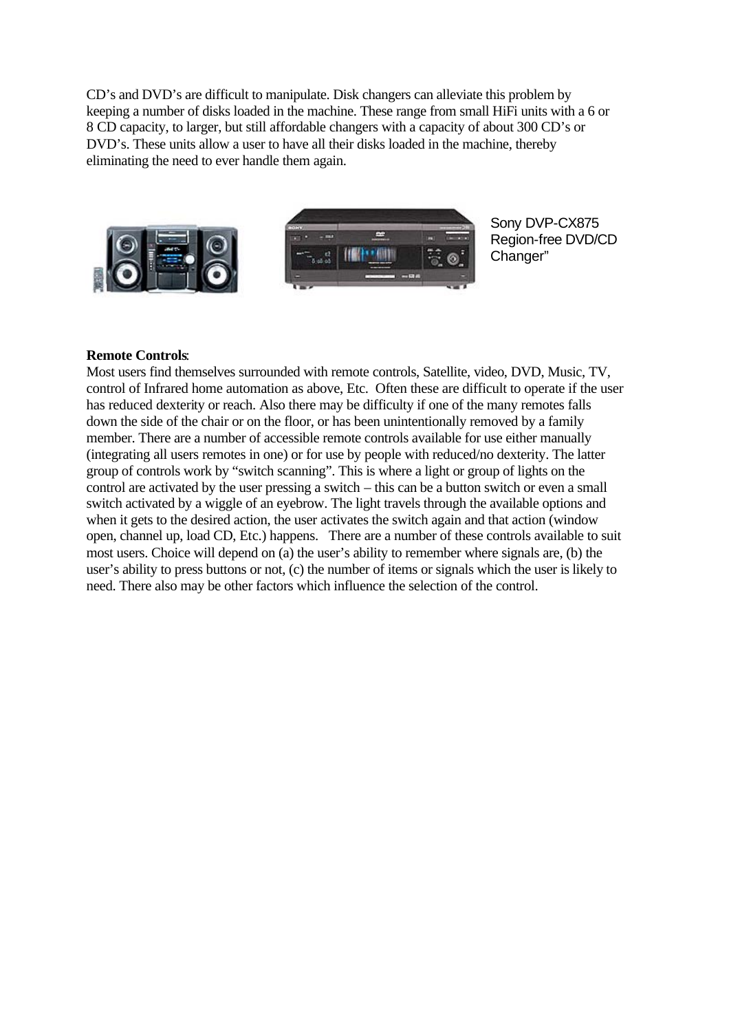CD's and DVD's are difficult to manipulate. Disk changers can alleviate this problem by keeping a number of disks loaded in the machine. These range from small HiFi units with a 6 or 8 CD capacity, to larger, but still affordable changers with a capacity of about 300 CD's or DVD's. These units allow a user to have all their disks loaded in the machine, thereby eliminating the need to ever handle them again.

Sony DVP-CX875 Region-free DVD/CD Changer"

**Remote Controls**:

Most users find themselves surrounded with remote controls, Satellite, video, DVD, Music, TV, control of Infrared home automation as above, Etc. Often these are difficult to operate if the user has reduced dexterity or reach. Also there may be difficulty if one of the many remotes falls down the side of the chair or on the floor, or has been unintentionally removed by a family member. There are a number of accessible remote controls available for use either manually (integrating all users remotes in one) or for use by people with reduced/no dexterity. The latter group of controls work by "switch scanning". This is where a light or group of lights on the control are activated by the user pressing a switch – this can be a button switch or even a small switch activated by a wiggle of an eyebrow. The light travels through the available options and when it gets to the desired action, the user activates the switch again and that action (window open, channel up, load CD, Etc.) happens. There are a number of these controls available to suit most users. Choice will depend on (a) the user's ability to remember where signals are, (b) the user's ability to press buttons or not, (c) the number of items or signals which the user is likely to need. There also may be other factors which influence the selection of the control.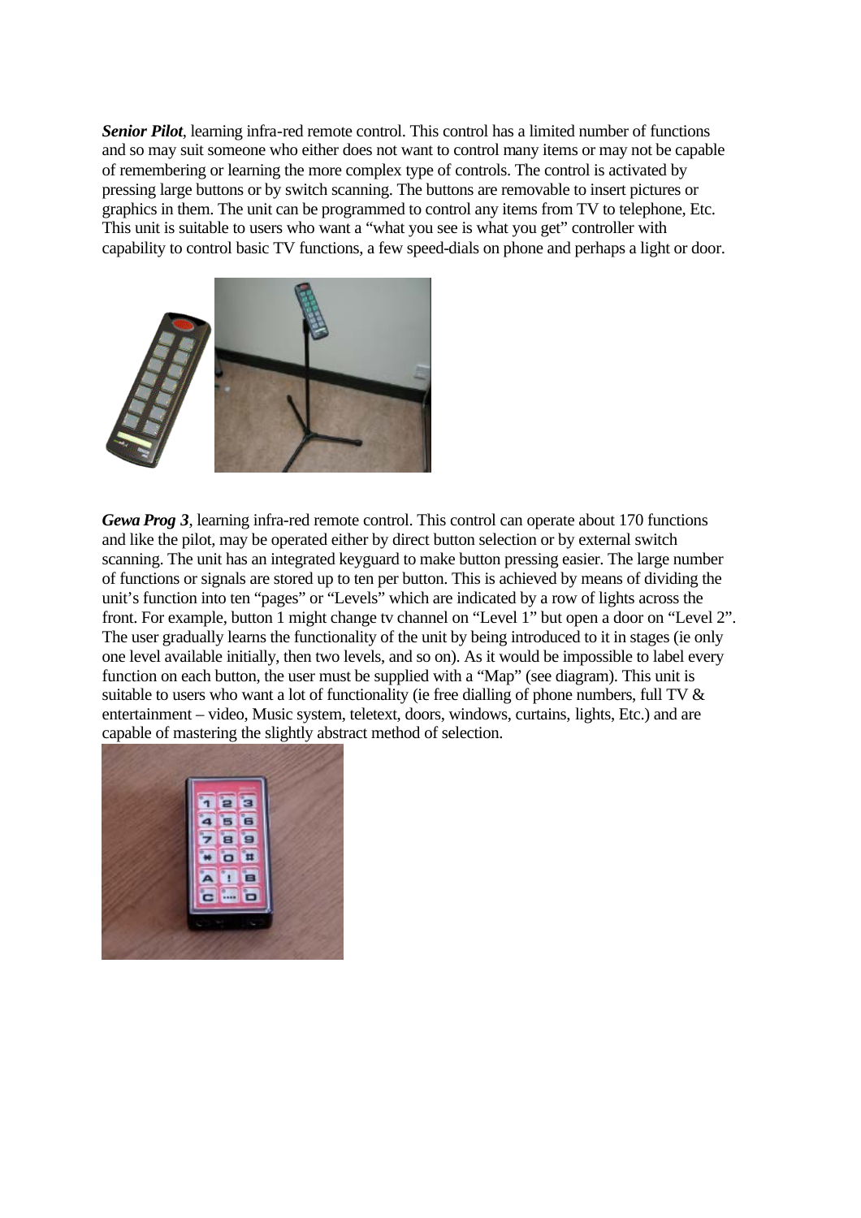***Senior Pilot***, learning infra-red remote control. This control has a limited number of functions and so may suit someone who either does not want to control many items or may not be capable of remembering or learning the more complex type of controls. The control is activated by pressing large buttons or by switch scanning. The buttons are removable to insert pictures or graphics in them. The unit can be programmed to control any items from TV to telephone, Etc. This unit is suitable to users who want a "what you see is what you get" controller with capability to control basic TV functions, a few speed-dials on phone and perhaps a light or door.

***Gewa Prog 3***, learning infra-red remote control. This control can operate about 170 functions and like the pilot, may be operated either by direct button selection or by external switch scanning. The unit has an integrated keyguard to make button pressing easier. The large number of functions or signals are stored up to ten per button. This is achieved by means of dividing the unit's function into ten "pages" or "Levels" which are indicated by a row of lights across the front. For example, button 1 might change tv channel on "Level 1" but open a door on "Level 2". The user gradually learns the functionality of the unit by being introduced to it in stages (ie only one level available initially, then two levels, and so on). As it would be impossible to label every function on each button, the user must be supplied with a "Map" (see diagram). This unit is suitable to users who want a lot of functionality (ie free dialling of phone numbers, full TV & entertainment – video, Music system, teletext, doors, windows, curtains, lights, Etc.) and are capable of mastering the slightly abstract method of selection.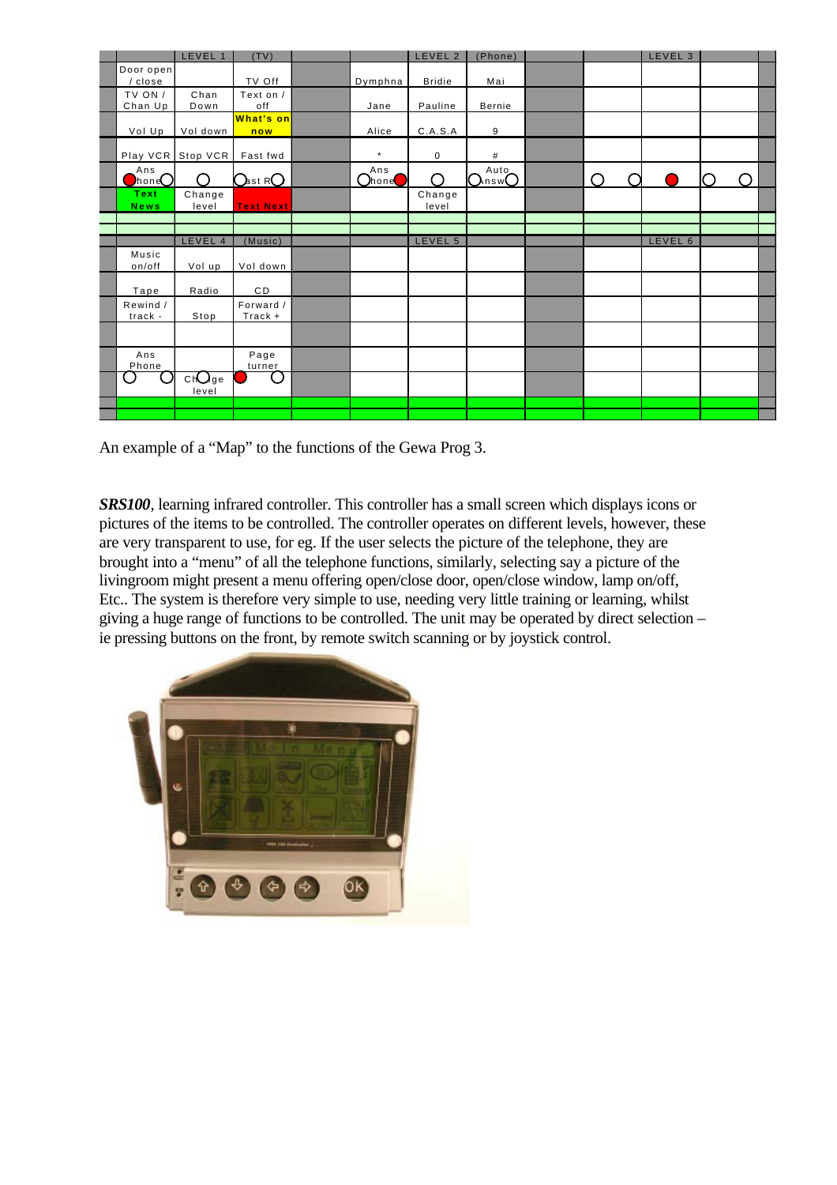|  | LEVEL 1 | (TV) |  |  | LEVEL 2 | (Phone) |  |  | LEVEL 3 |  |  |
|---|---|---|---|---|---|---|---|---|---|---|---|
|  | Door open / close |  | TV Off |  | Dymphna | Bridie | Mai |  |  |  |  |
|  | TV ON / Chan Up | Chan Down | Text on / off |  | Jane | Pauline | Bernie |  |  |  |  |
|  | Vol Up | Vol down | What's on now |  | Alice | C.A.S.A | 9 |  |  |  |  |
|  | Play VCR | Stop VCR | Fast fwd |  | * | 0 | # |  |  |  |  |
|  | Ans Phone |  | Last R |  | Ans Phone |  | Auto Answ |  |  |  |  |
|  | Text News | Change level | Text Next |  |  | Change level |  |  |  |  |  |
|  |  |  |  |  |  |  |  |  |  |  |  |
|  |  | LEVEL 4 | (Music) |  |  | LEVEL 5 |  |  |  | LEVEL 6 |  |
|  | Music on/off | Vol up | Vol down |  |  |  |  |  |  |  |  |
|  | Tape | Radio | CD |  |  |  |  |  |  |  |  |
|  | Rewind / track - | Stop | Forward / Track + |  |  |  |  |  |  |  |  |
|  |  |  |  |  |  |  |  |  |  |  |  |
|  | Ans Phone |  | Page turner |  |  |  |  |  |  |  |  |
|  |  | Change level |  |  |  |  |  |  |  |  |  |

An example of a "Map" to the functions of the Gewa Prog 3.

***SRS100***, learning infrared controller. This controller has a small screen which displays icons or pictures of the items to be controlled. The controller operates on different levels, however, these are very transparent to use, for eg. If the user selects the picture of the telephone, they are brought into a "menu" of all the telephone functions, similarly, selecting say a picture of the livingroom might present a menu offering open/close door, open/close window, lamp on/off, Etc.. The system is therefore very simple to use, needing very little training or learning, whilst giving a huge range of functions to be controlled. The unit may be operated by direct selection – ie pressing buttons on the front, by remote switch scanning or by joystick control.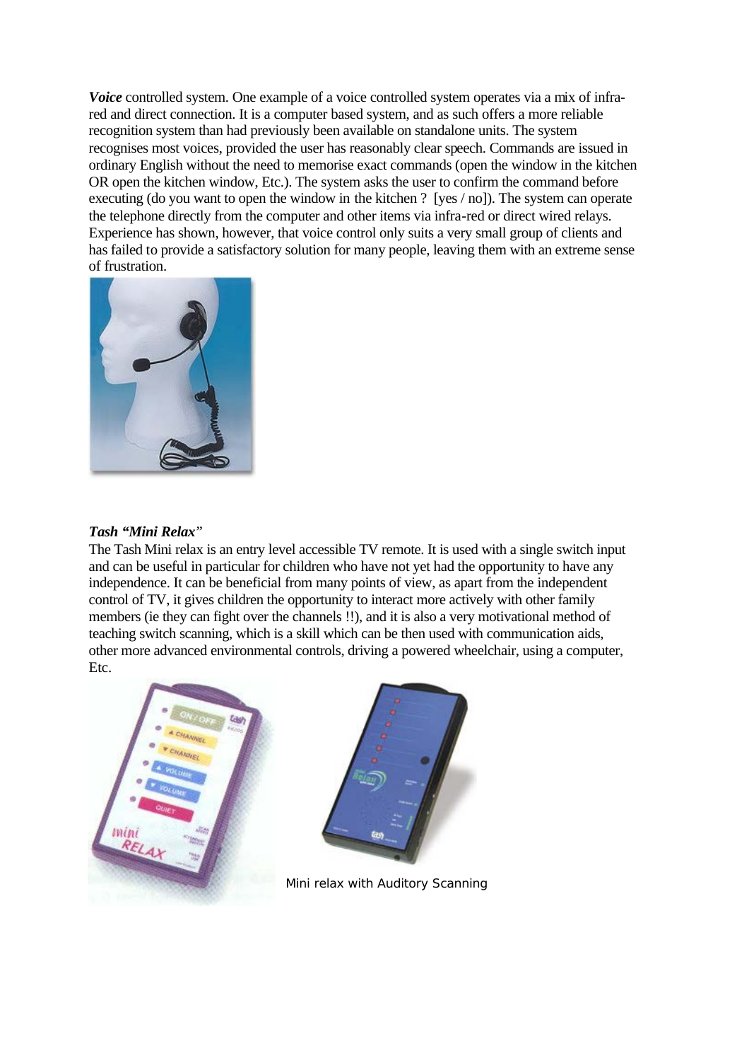***Voice*** controlled system. One example of a voice controlled system operates via a mix of infra-red and direct connection. It is a computer based system, and as such offers a more reliable recognition system than had previously been available on standalone units. The system recognises most voices, provided the user has reasonably clear speech. Commands are issued in ordinary English without the need to memorise exact commands (open the window in the kitchen OR open the kitchen window, Etc.). The system asks the user to confirm the command before executing (do you want to open the window in the kitchen ? [yes / no]). The system can operate the telephone directly from the computer and other items via infra-red or direct wired relays. Experience has shown, however, that voice control only suits a very small group of clients and has failed to provide a satisfactory solution for many people, leaving them with an extreme sense of frustration.

***Tash "Mini Relax"***

The Tash Mini relax is an entry level accessible TV remote. It is used with a single switch input and can be useful in particular for children who have not yet had the opportunity to have any independence. It can be beneficial from many points of view, as apart from the independent control of TV, it gives children the opportunity to interact more actively with other family members (ie they can fight over the channels !!), and it is also a very motivational method of teaching switch scanning, which is a skill which can be then used with communication aids, other more advanced environmental controls, driving a powered wheelchair, using a computer, Etc.

Mini relax with Auditory Scanning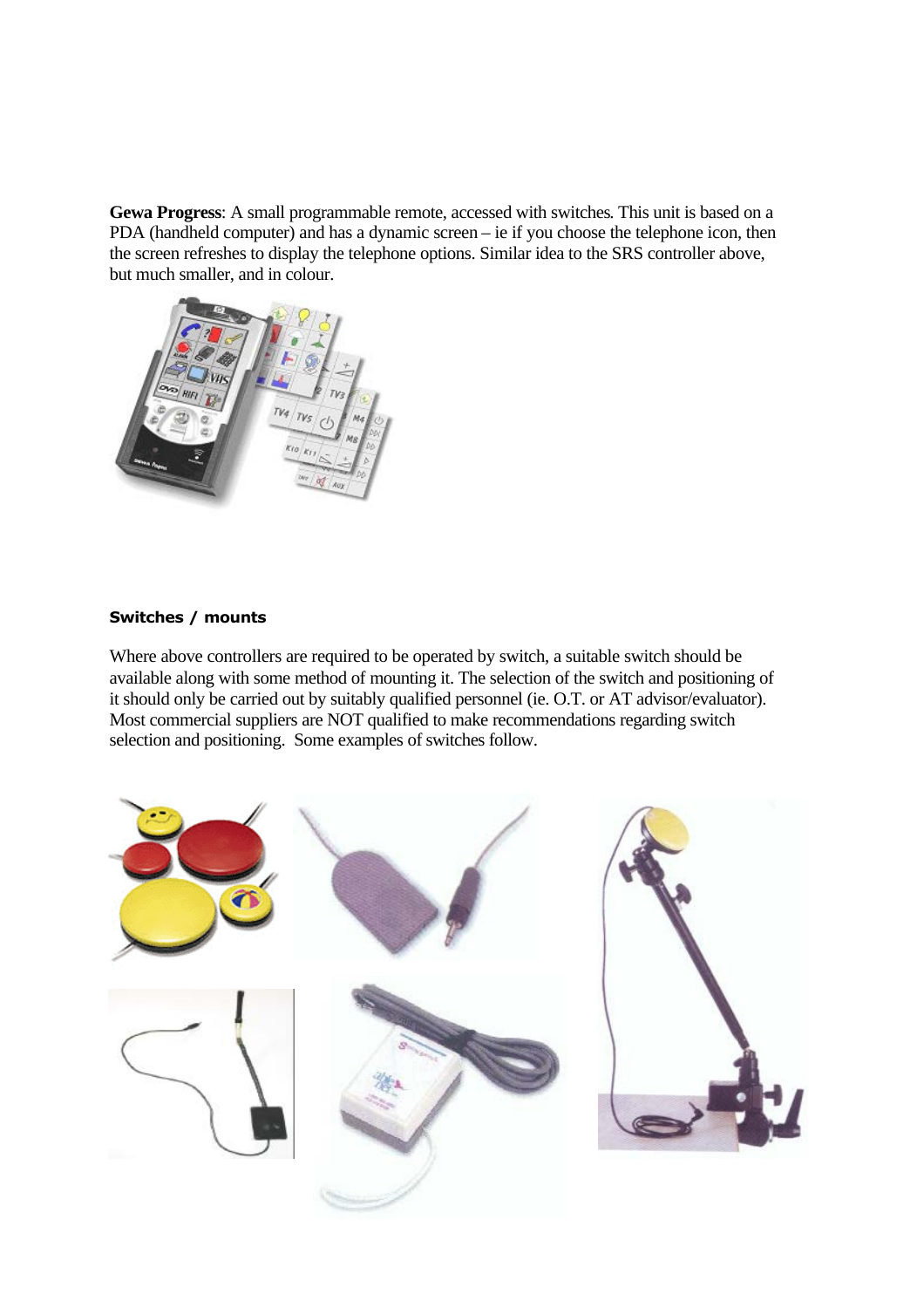**Gewa Progress**: A small programmable remote, accessed with switches. This unit is based on a PDA (handheld computer) and has a dynamic screen – ie if you choose the telephone icon, then the screen refreshes to display the telephone options. Similar idea to the SRS controller above, but much smaller, and in colour.

### Switches / mounts

Where above controllers are required to be operated by switch, a suitable switch should be available along with some method of mounting it. The selection of the switch and positioning of it should only be carried out by suitably qualified personnel (ie. O.T. or AT advisor/evaluator). Most commercial suppliers are NOT qualified to make recommendations regarding switch selection and positioning. Some examples of switches follow.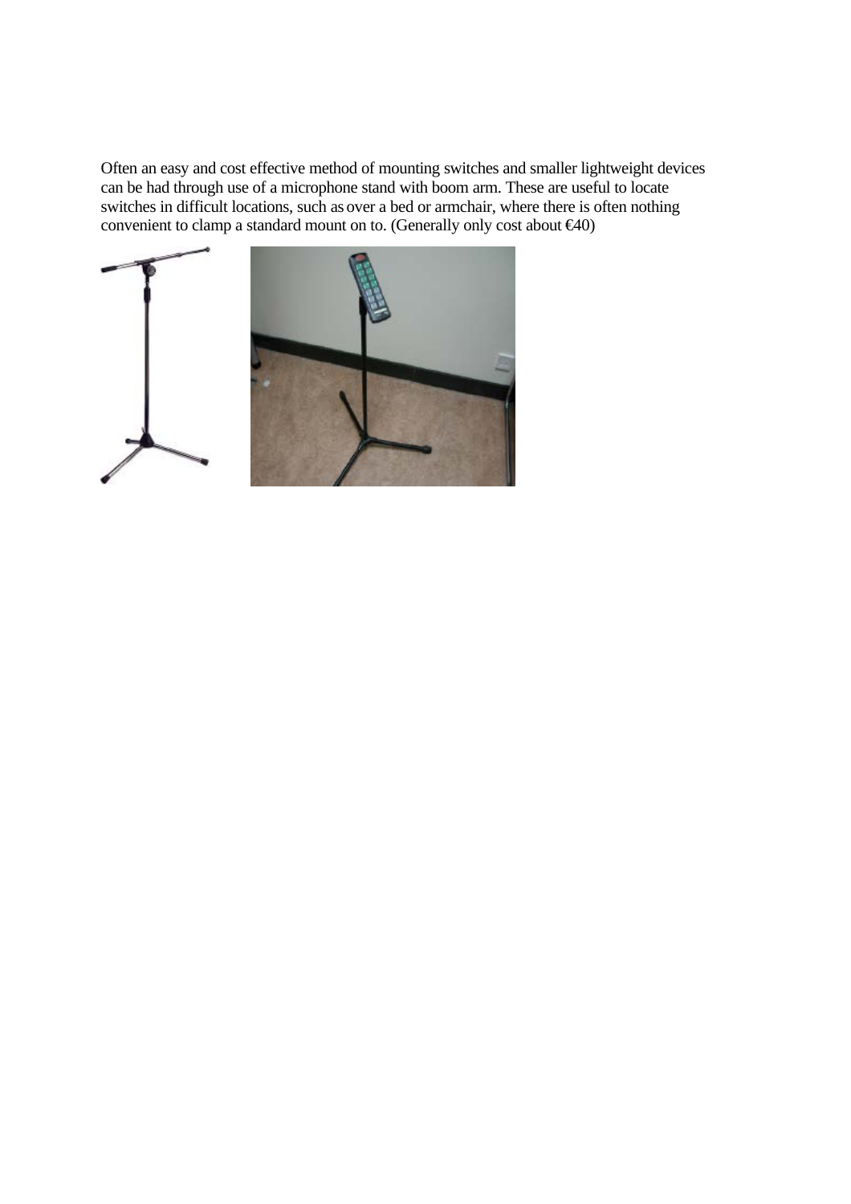Often an easy and cost effective method of mounting switches and smaller lightweight devices can be had through use of a microphone stand with boom arm. These are useful to locate switches in difficult locations, such as over a bed or armchair, where there is often nothing convenient to clamp a standard mount on to. (Generally only cost about €40)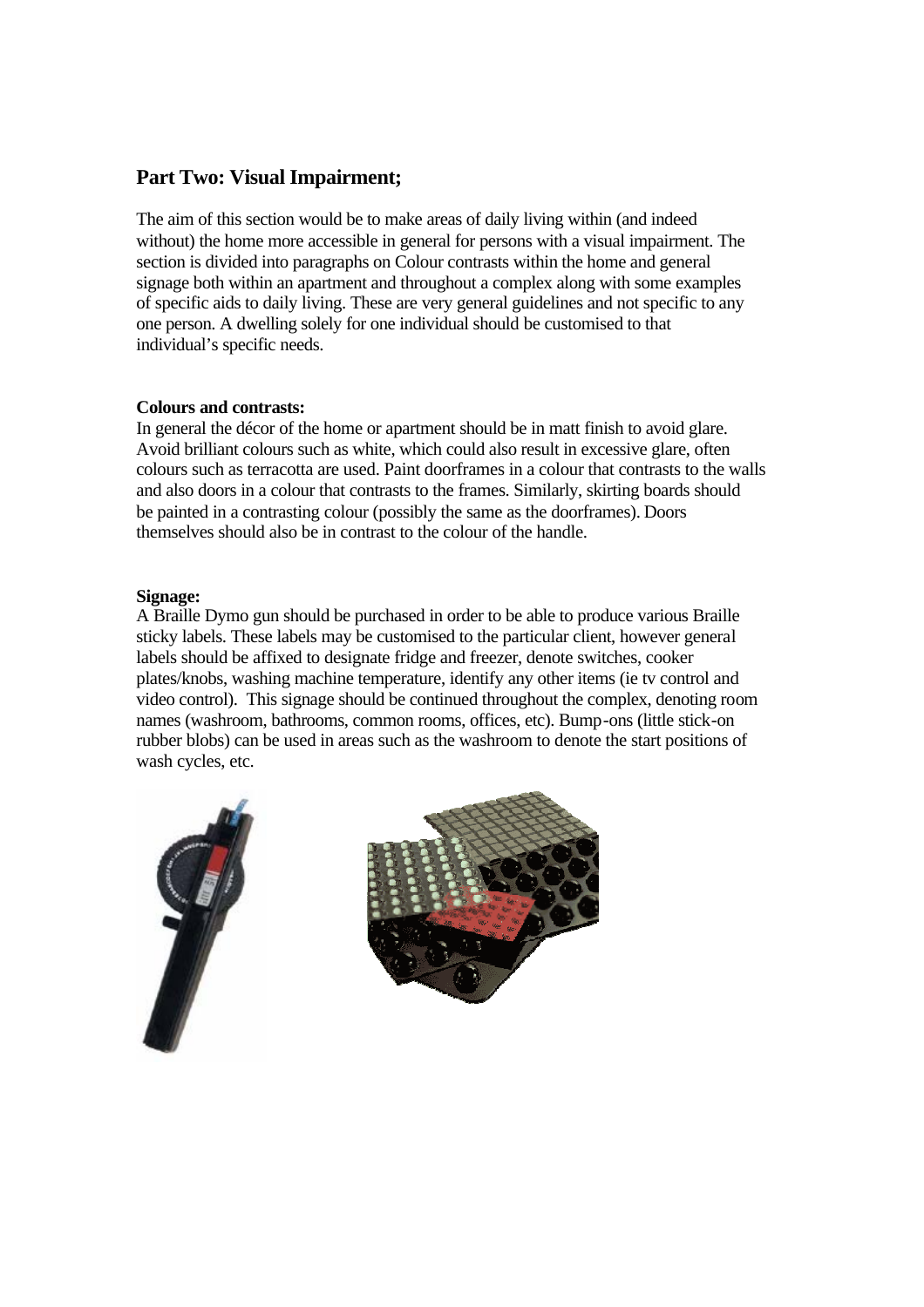## Part Two: Visual Impairment;

The aim of this section would be to make areas of daily living within (and indeed without) the home more accessible in general for persons with a visual impairment. The section is divided into paragraphs on Colour contrasts within the home and general signage both within an apartment and throughout a complex along with some examples of specific aids to daily living. These are very general guidelines and not specific to any one person. A dwelling solely for one individual should be customised to that individual's specific needs.

**Colours and contrasts:**
In general the décor of the home or apartment should be in matt finish to avoid glare. Avoid brilliant colours such as white, which could also result in excessive glare, often colours such as terracotta are used. Paint doorframes in a colour that contrasts to the walls and also doors in a colour that contrasts to the frames. Similarly, skirting boards should be painted in a contrasting colour (possibly the same as the doorframes). Doors themselves should also be in contrast to the colour of the handle.

**Signage:**
A Braille Dymo gun should be purchased in order to be able to produce various Braille sticky labels. These labels may be customised to the particular client, however general labels should be affixed to designate fridge and freezer, denote switches, cooker plates/knobs, washing machine temperature, identify any other items (ie tv control and video control). This signage should be continued throughout the complex, denoting room names (washroom, bathrooms, common rooms, offices, etc). Bump-ons (little stick-on rubber blobs) can be used in areas such as the washroom to denote the start positions of wash cycles, etc.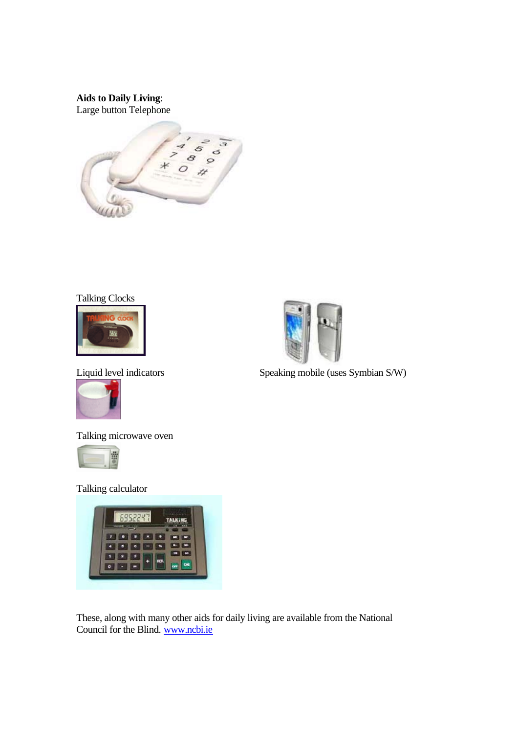**Aids to Daily Living**:
Large button Telephone

Talking Clocks

Liquid level indicators

Speaking mobile (uses Symbian S/W)

Talking microwave oven

Talking calculator

These, along with many other aids for daily living are available from the National Council for the Blind. [www.ncbi.ie](http://www.ncbi.ie)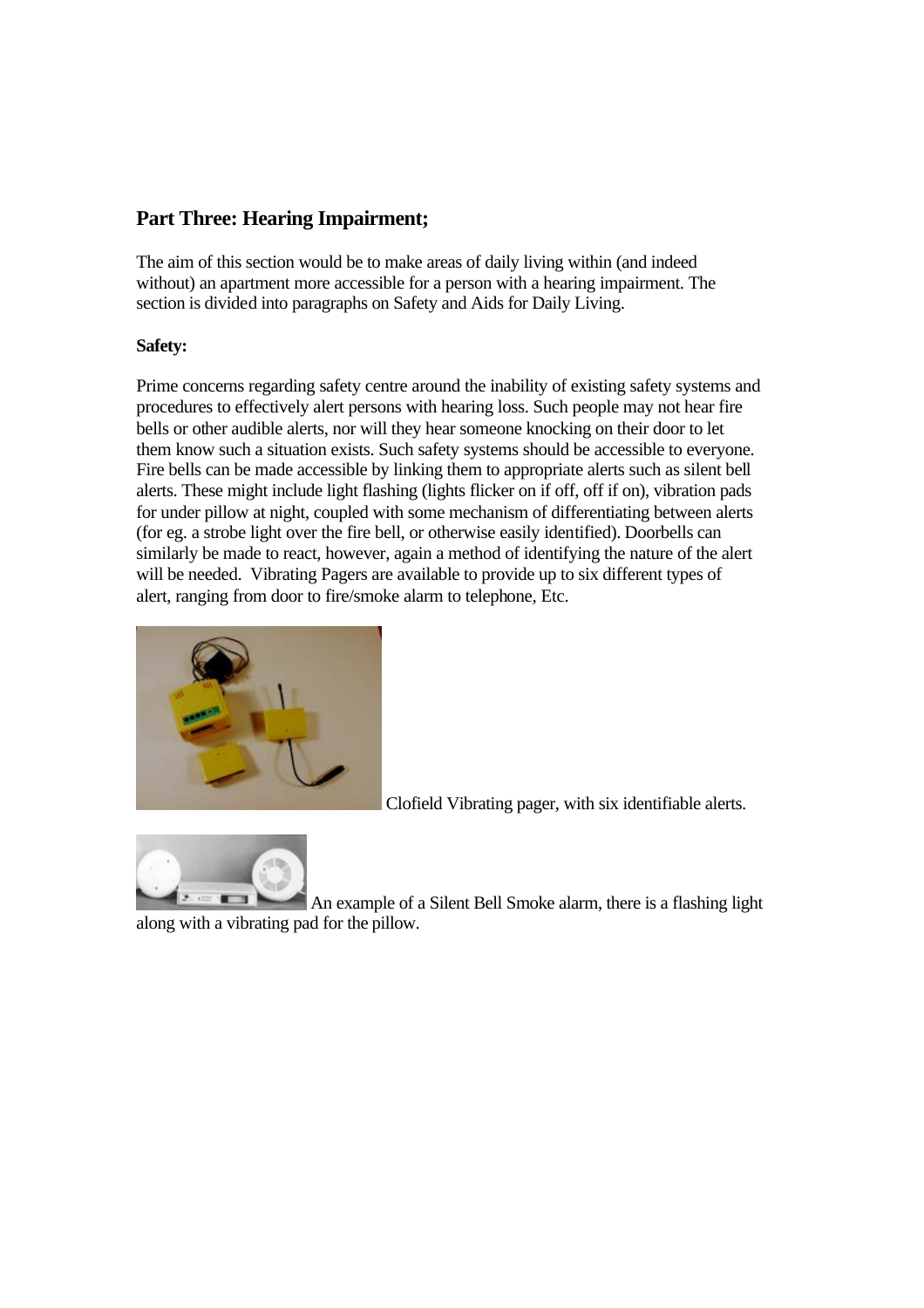## Part Three: Hearing Impairment;

The aim of this section would be to make areas of daily living within (and indeed without) an apartment more accessible for a person with a hearing impairment. The section is divided into paragraphs on Safety and Aids for Daily Living.

**Safety:**

Prime concerns regarding safety centre around the inability of existing safety systems and procedures to effectively alert persons with hearing loss. Such people may not hear fire bells or other audible alerts, nor will they hear someone knocking on their door to let them know such a situation exists. Such safety systems should be accessible to everyone. Fire bells can be made accessible by linking them to appropriate alerts such as silent bell alerts. These might include light flashing (lights flicker on if off, off if on), vibration pads for under pillow at night, coupled with some mechanism of differentiating between alerts (for eg. a strobe light over the fire bell, or otherwise easily identified). Doorbells can similarly be made to react, however, again a method of identifying the nature of the alert will be needed. Vibrating Pagers are available to provide up to six different types of alert, ranging from door to fire/smoke alarm to telephone, Etc.

Clofield Vibrating pager, with six identifiable alerts.

An example of a Silent Bell Smoke alarm, there is a flashing light along with a vibrating pad for the pillow.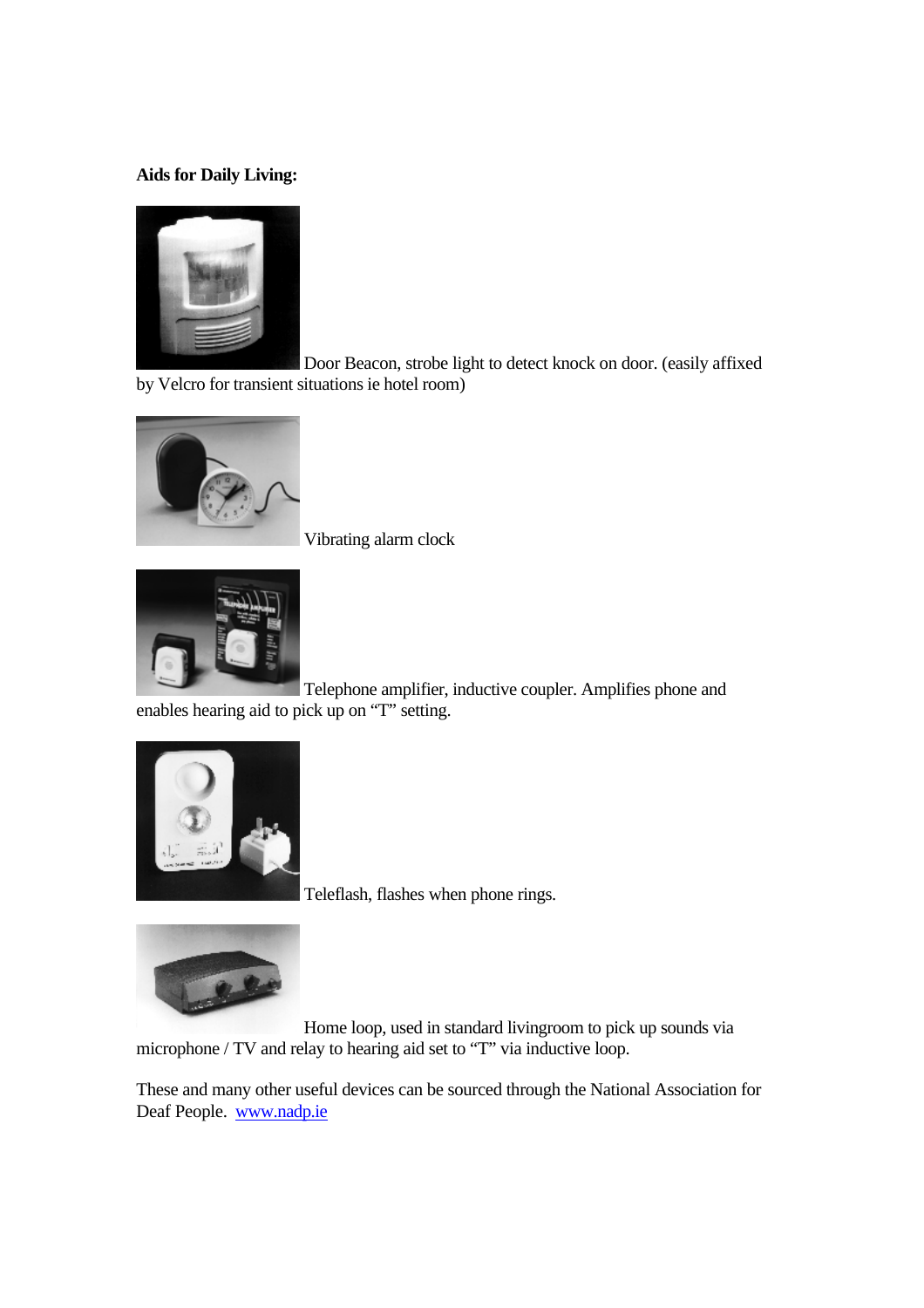**Aids for Daily Living:**

Door Beacon, strobe light to detect knock on door. (easily affixed by Velcro for transient situations ie hotel room)

Vibrating alarm clock

Telephone amplifier, inductive coupler. Amplifies phone and enables hearing aid to pick up on "T" setting.

Teleflash, flashes when phone rings.

Home loop, used in standard livingroom to pick up sounds via microphone / TV and relay to hearing aid set to "T" via inductive loop.

These and many other useful devices can be sourced through the National Association for Deaf People. [www.nadp.ie](http://www.nadp.ie)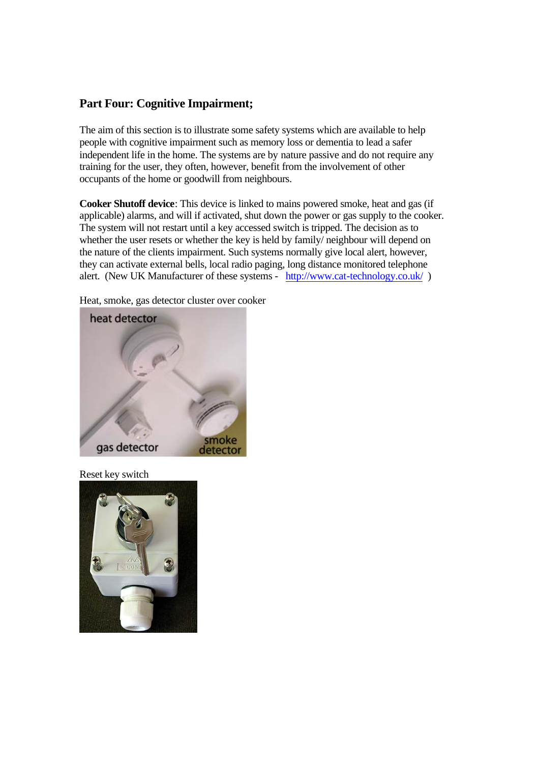## Part Four: Cognitive Impairment;

The aim of this section is to illustrate some safety systems which are available to help people with cognitive impairment such as memory loss or dementia to lead a safer independent life in the home. The systems are by nature passive and do not require any training for the user, they often, however, benefit from the involvement of other occupants of the home or goodwill from neighbours.

**Cooker Shutoff device**: This device is linked to mains powered smoke, heat and gas (if applicable) alarms, and will if activated, shut down the power or gas supply to the cooker. The system will not restart until a key accessed switch is tripped. The decision as to whether the user resets or whether the key is held by family/ neighbour will depend on the nature of the clients impairment. Such systems normally give local alert, however, they can activate external bells, local radio paging, long distance monitored telephone alert. (New UK Manufacturer of these systems - http://www.cat-technology.co.uk/ )

Heat, smoke, gas detector cluster over cooker

Reset key switch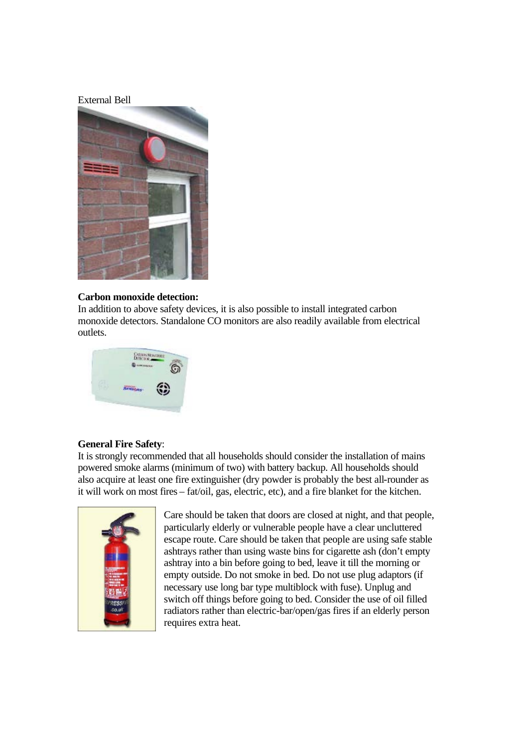External Bell

**Carbon monoxide detection:**
In addition to above safety devices, it is also possible to install integrated carbon monoxide detectors. Standalone CO monitors are also readily available from electrical outlets.

**General Fire Safety**:
It is strongly recommended that all households should consider the installation of mains powered smoke alarms (minimum of two) with battery backup. All households should also acquire at least one fire extinguisher (dry powder is probably the best all-rounder as it will work on most fires – fat/oil, gas, electric, etc), and a fire blanket for the kitchen.

Care should be taken that doors are closed at night, and that people, particularly elderly or vulnerable people have a clear uncluttered escape route. Care should be taken that people are using safe stable ashtrays rather than using waste bins for cigarette ash (don't empty ashtray into a bin before going to bed, leave it till the morning or empty outside. Do not smoke in bed. Do not use plug adaptors (if necessary use long bar type multiblock with fuse). Unplug and switch off things before going to bed. Consider the use of oil filled radiators rather than electric-bar/open/gas fires if an elderly person requires extra heat.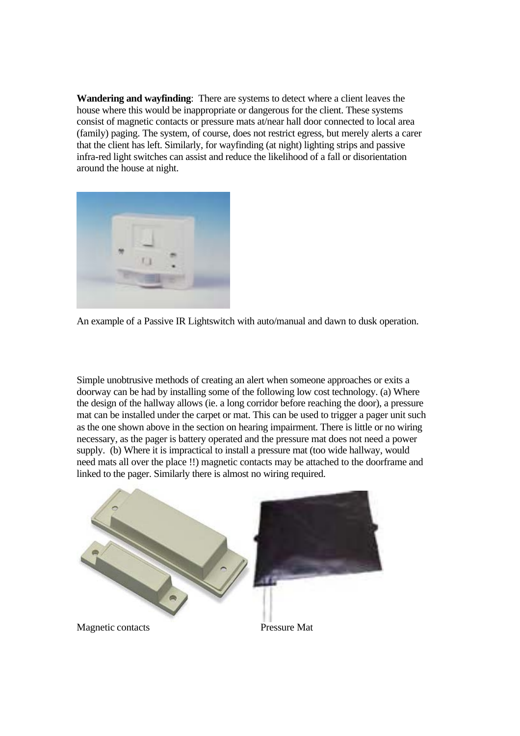**Wandering and wayfinding**: There are systems to detect where a client leaves the house where this would be inappropriate or dangerous for the client. These systems consist of magnetic contacts or pressure mats at/near hall door connected to local area (family) paging. The system, of course, does not restrict egress, but merely alerts a carer that the client has left. Similarly, for wayfinding (at night) lighting strips and passive infra-red light switches can assist and reduce the likelihood of a fall or disorientation around the house at night.

An example of a Passive IR Lightswitch with auto/manual and dawn to dusk operation.

Simple unobtrusive methods of creating an alert when someone approaches or exits a doorway can be had by installing some of the following low cost technology. (a) Where the design of the hallway allows (ie. a long corridor before reaching the door), a pressure mat can be installed under the carpet or mat. This can be used to trigger a pager unit such as the one shown above in the section on hearing impairment. There is little or no wiring necessary, as the pager is battery operated and the pressure mat does not need a power supply. (b) Where it is impractical to install a pressure mat (too wide hallway, would need mats all over the place !!) magnetic contacts may be attached to the doorframe and linked to the pager. Similarly there is almost no wiring required.

Magnetic contacts

Pressure Mat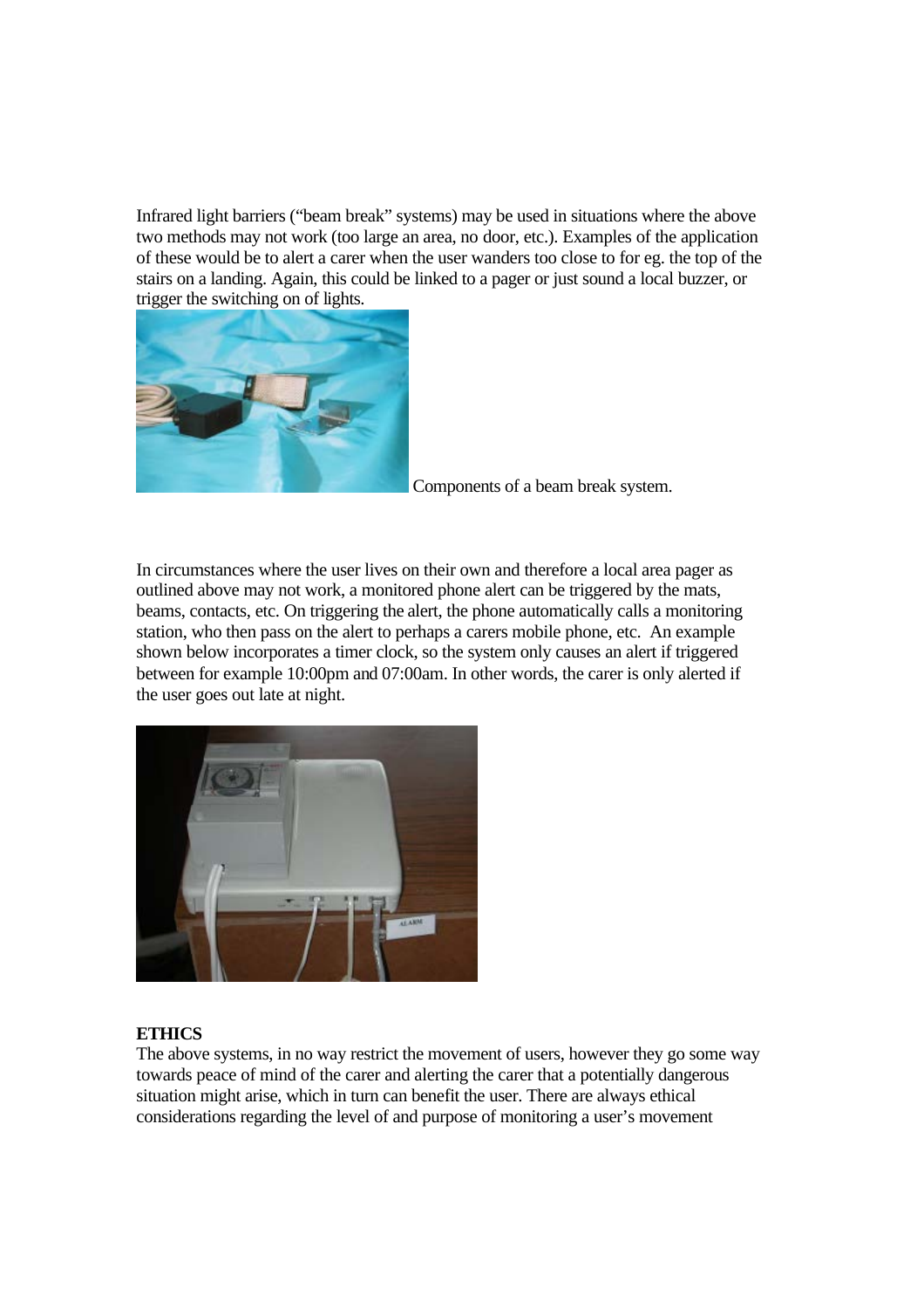Infrared light barriers ("beam break" systems) may be used in situations where the above two methods may not work (too large an area, no door, etc.). Examples of the application of these would be to alert a carer when the user wanders too close to for eg. the top of the stairs on a landing. Again, this could be linked to a pager or just sound a local buzzer, or trigger the switching on of lights.

Components of a beam break system.

In circumstances where the user lives on their own and therefore a local area pager as outlined above may not work, a monitored phone alert can be triggered by the mats, beams, contacts, etc. On triggering the alert, the phone automatically calls a monitoring station, who then pass on the alert to perhaps a carers mobile phone, etc. An example shown below incorporates a timer clock, so the system only causes an alert if triggered between for example 10:00pm and 07:00am. In other words, the carer is only alerted if the user goes out late at night.

**ETHICS**

The above systems, in no way restrict the movement of users, however they go some way towards peace of mind of the carer and alerting the carer that a potentially dangerous situation might arise, which in turn can benefit the user. There are always ethical considerations regarding the level of and purpose of monitoring a user's movement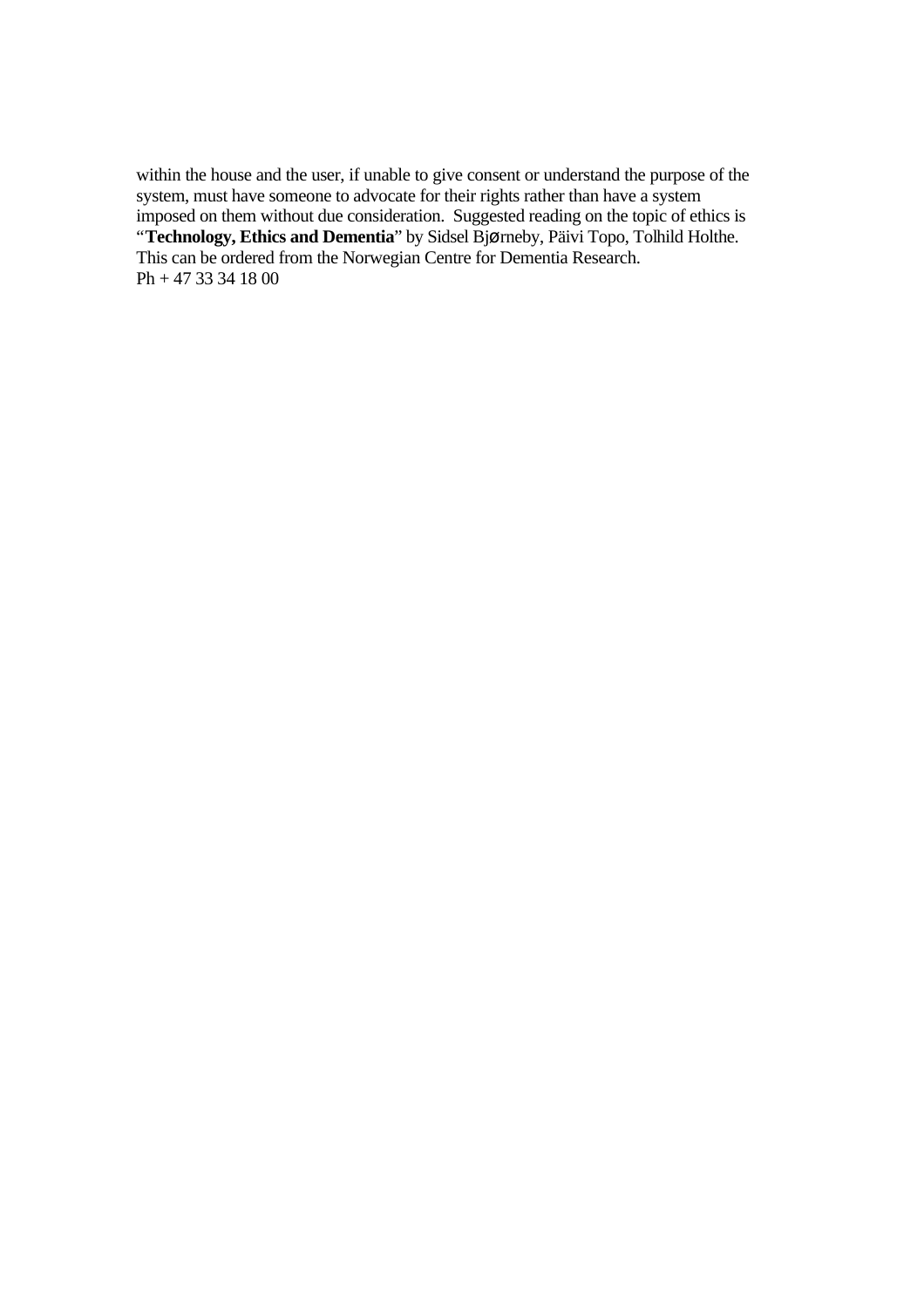within the house and the user, if unable to give consent or understand the purpose of the system, must have someone to advocate for their rights rather than have a system imposed on them without due consideration. Suggested reading on the topic of ethics is "**Technology, Ethics and Dementia**" by Sidsel Bjørneby, Päivi Topo, Tolhild Holthe. This can be ordered from the Norwegian Centre for Dementia Research. Ph + 47 33 34 18 00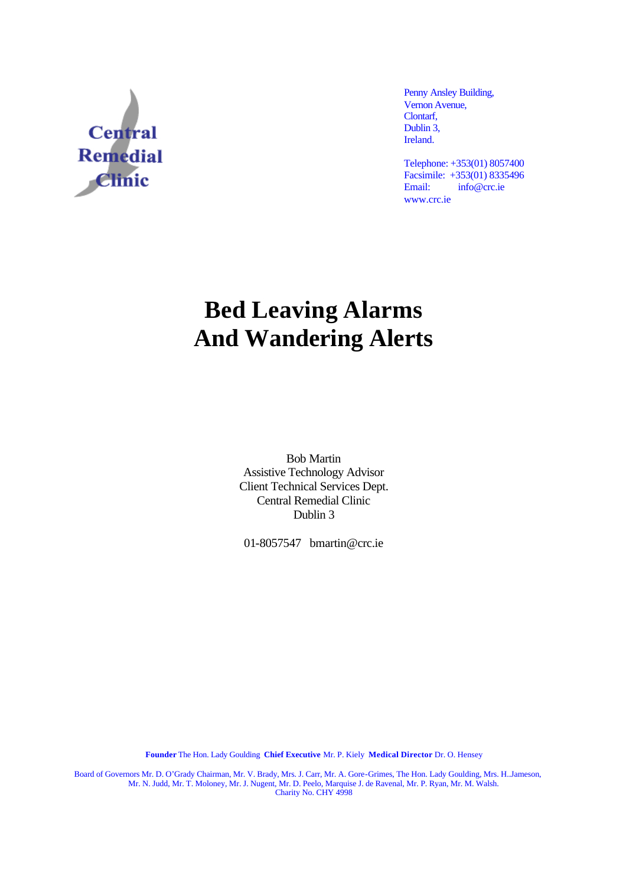Central Remedial Clinic

Penny Ansley Building,
Vernon Avenue,
Clontarf,
Dublin 3,
Ireland.

Telephone: +353(01) 8057400
Facsimile: +353(01) 8335496
Email: info@crc.ie
www.crc.ie

# Bed Leaving Alarms And Wandering Alerts

Bob Martin
Assistive Technology Advisor
Client Technical Services Dept.
Central Remedial Clinic
Dublin 3

01-8057547 bmartin@crc.ie

**Founder** The Hon. Lady Goulding **Chief Executive** Mr. P. Kiely **Medical Director** Dr. O. Hensey

Board of Governors Mr. D. O'Grady Chairman, Mr. V. Brady, Mrs. J. Carr, Mr. A. Gore-Grimes, The Hon. Lady Goulding, Mrs. H..Jameson, Mr. N. Judd, Mr. T. Moloney, Mr. J. Nugent, Mr. D. Peelo, Marquise J. de Ravenal, Mr. P. Ryan, Mr. M. Walsh.
Charity No. CHY 4998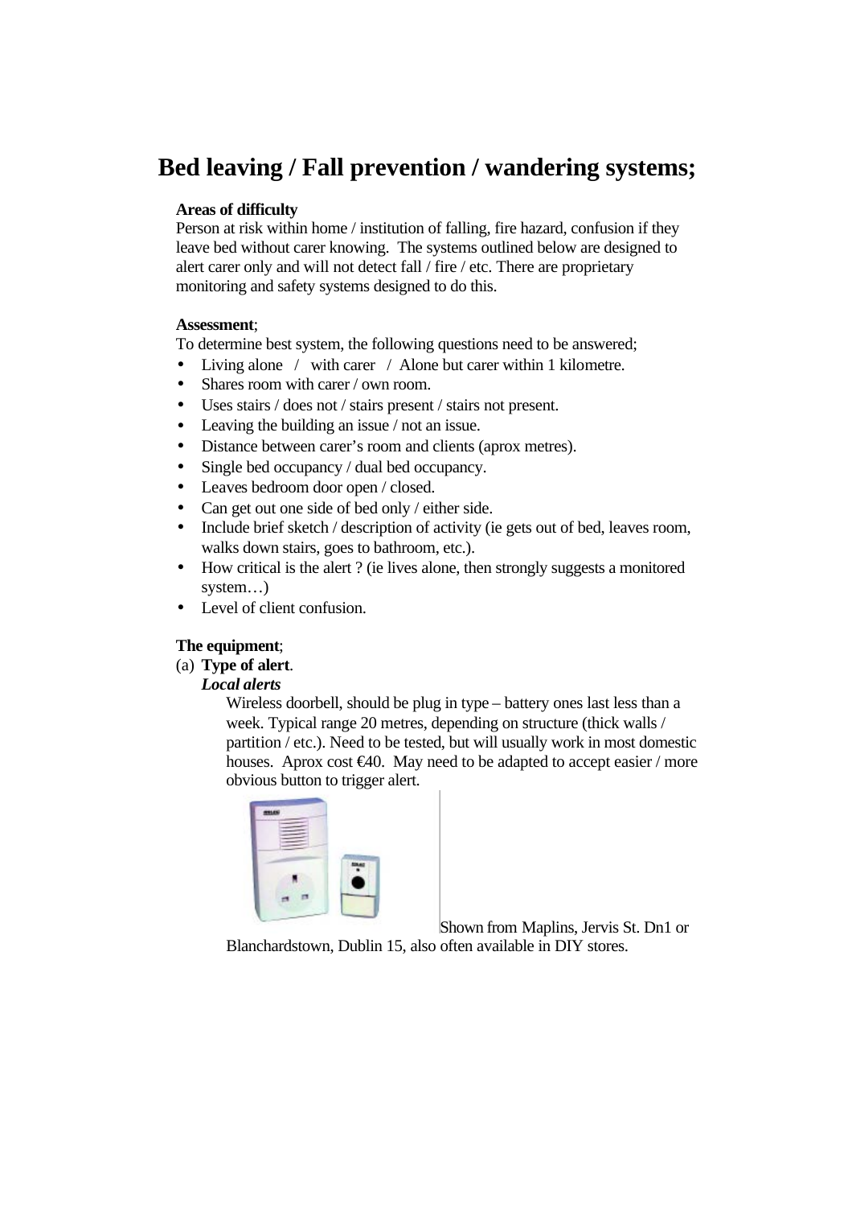# Bed leaving / Fall prevention / wandering systems;

**Areas of difficulty**

Person at risk within home / institution of falling, fire hazard, confusion if they leave bed without carer knowing. The systems outlined below are designed to alert carer only and will not detect fall / fire / etc. There are proprietary monitoring and safety systems designed to do this.

**Assessment**;

To determine best system, the following questions need to be answered;

- Living alone / with carer / Alone but carer within 1 kilometre.
- Shares room with carer / own room.
- Uses stairs / does not / stairs present / stairs not present.
- Leaving the building an issue / not an issue.
- Distance between carer's room and clients (aprox metres).
- Single bed occupancy / dual bed occupancy.
- Leaves bedroom door open / closed.
- Can get out one side of bed only / either side.
- Include brief sketch / description of activity (ie gets out of bed, leaves room, walks down stairs, goes to bathroom, etc.).
- How critical is the alert ? (ie lives alone, then strongly suggests a monitored system…)
- Level of client confusion.

**The equipment**;

(a) **Type of alert**.

***Local alerts***

Wireless doorbell, should be plug in type – battery ones last less than a week. Typical range 20 metres, depending on structure (thick walls / partition / etc.). Need to be tested, but will usually work in most domestic houses. Aprox cost €40. May need to be adapted to accept easier / more obvious button to trigger alert.

Shown from Maplins, Jervis St. Dn1 or Blanchardstown, Dublin 15, also often available in DIY stores.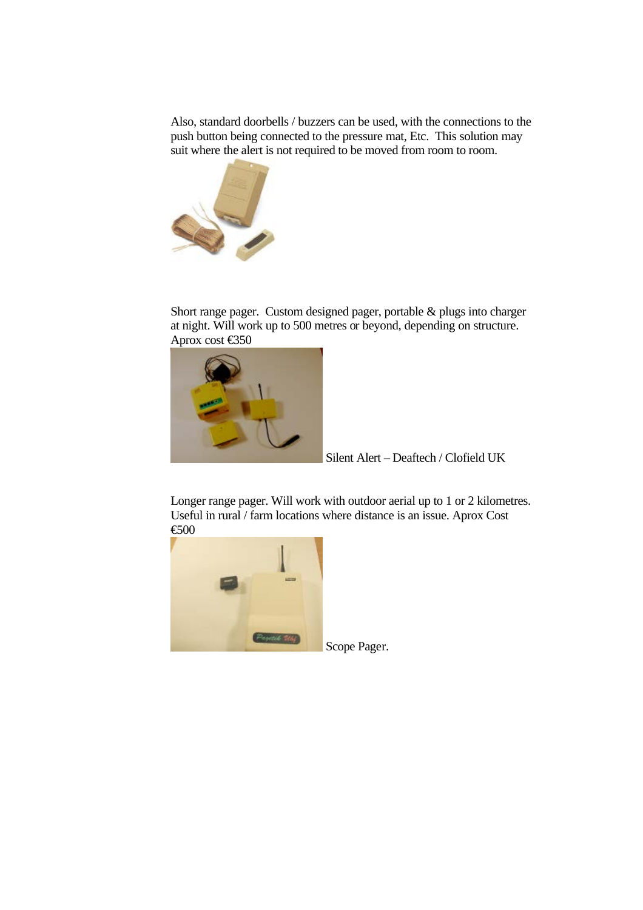Also, standard doorbells / buzzers can be used, with the connections to the push button being connected to the pressure mat, Etc. This solution may suit where the alert is not required to be moved from room to room.

Short range pager. Custom designed pager, portable & plugs into charger at night. Will work up to 500 metres or beyond, depending on structure. Aprox cost €350

Silent Alert – Deaftech / Clofield UK

Longer range pager. Will work with outdoor aerial up to 1 or 2 kilometres. Useful in rural / farm locations where distance is an issue. Aprox Cost €500

Scope Pager.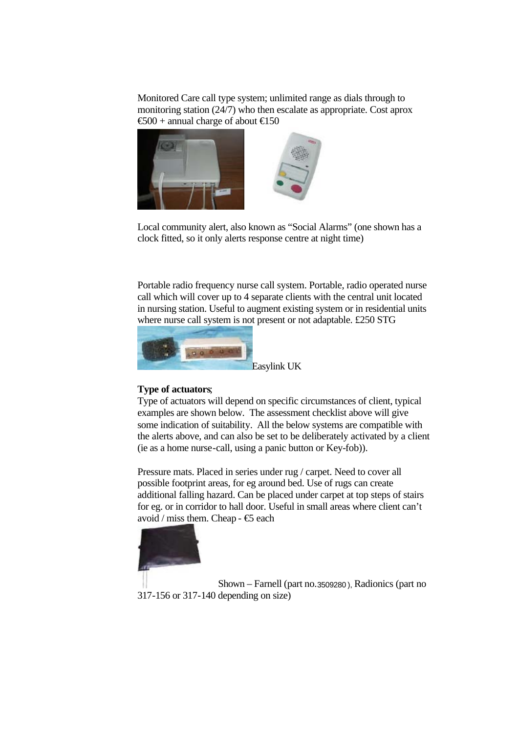Monitored Care call type system; unlimited range as dials through to monitoring station (24/7) who then escalate as appropriate. Cost aprox €500 + annual charge of about €150

Local community alert, also known as "Social Alarms" (one shown has a clock fitted, so it only alerts response centre at night time)

Portable radio frequency nurse call system. Portable, radio operated nurse call which will cover up to 4 separate clients with the central unit located in nursing station. Useful to augment existing system or in residential units where nurse call system is not present or not adaptable. £250 STG

Easylink UK

**Type of actuators**;

Type of actuators will depend on specific circumstances of client, typical examples are shown below. The assessment checklist above will give some indication of suitability. All the below systems are compatible with the alerts above, and can also be set to be deliberately activated by a client (ie as a home nurse-call, using a panic button or Key-fob)).

Pressure mats. Placed in series under rug / carpet. Need to cover all possible footprint areas, for eg around bed. Use of rugs can create additional falling hazard. Can be placed under carpet at top steps of stairs for eg. or in corridor to hall door. Useful in small areas where client can't avoid / miss them. Cheap - €5 each

Shown – Farnell (part no.3509280 ), Radionics (part no 317-156 or 317-140 depending on size)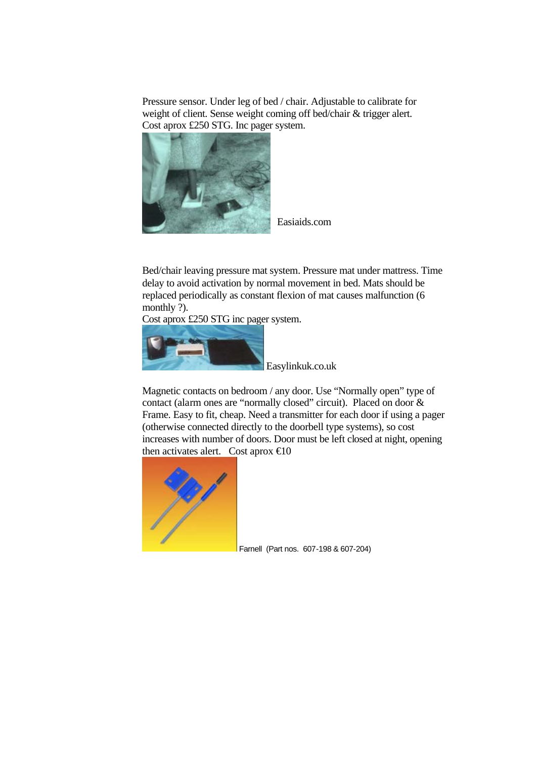Pressure sensor. Under leg of bed / chair. Adjustable to calibrate for weight of client. Sense weight coming off bed/chair & trigger alert. Cost aprox £250 STG. Inc pager system.

Easiaids.com

Bed/chair leaving pressure mat system. Pressure mat under mattress. Time delay to avoid activation by normal movement in bed. Mats should be replaced periodically as constant flexion of mat causes malfunction (6 monthly ?).

Cost aprox £250 STG inc pager system.

Easylinkuk.co.uk

Magnetic contacts on bedroom / any door. Use "Normally open" type of contact (alarm ones are "normally closed" circuit). Placed on door & Frame. Easy to fit, cheap. Need a transmitter for each door if using a pager (otherwise connected directly to the doorbell type systems), so cost increases with number of doors. Door must be left closed at night, opening then activates alert. Cost aprox €10

Farnell (Part nos. 607-198 & 607-204)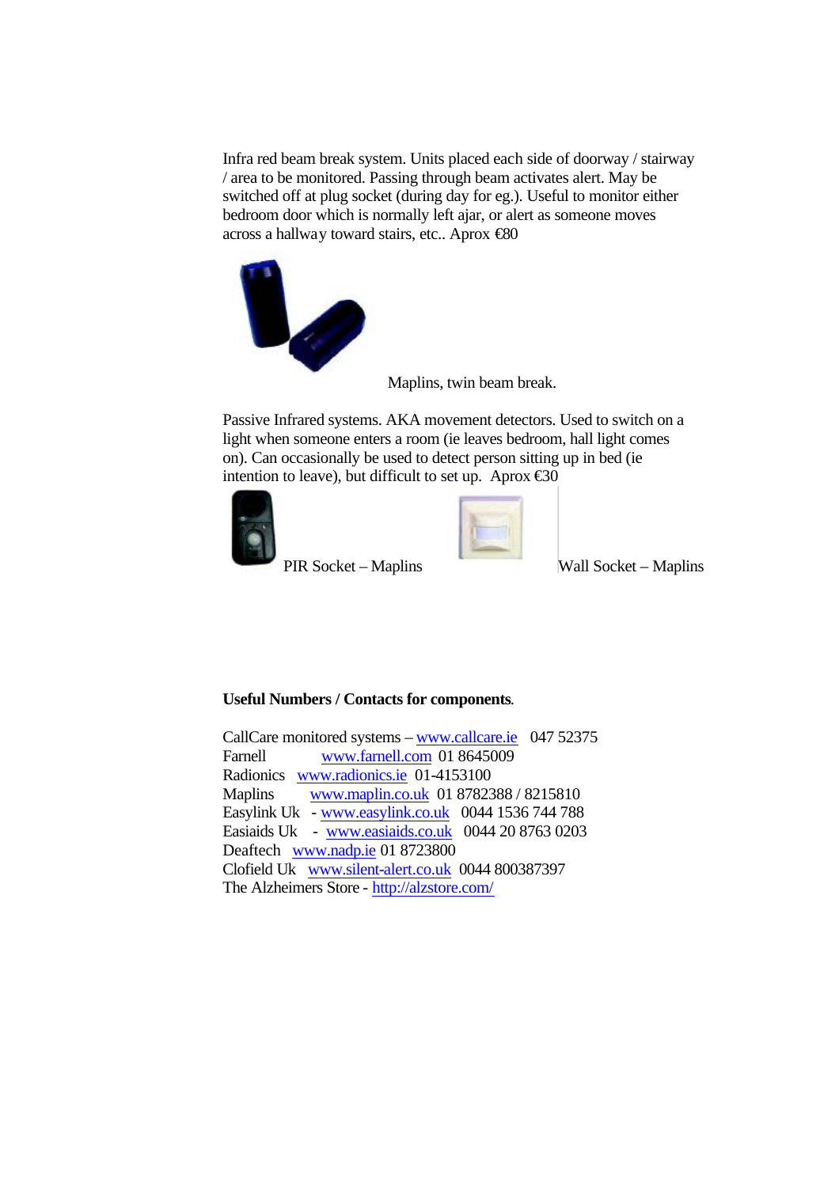Infra red beam break system. Units placed each side of doorway / stairway / area to be monitored. Passing through beam activates alert. May be switched off at plug socket (during day for eg.). Useful to monitor either bedroom door which is normally left ajar, or alert as someone moves across a hallway toward stairs, etc.. Aprox €80

Maplins, twin beam break.

Passive Infrared systems. AKA movement detectors. Used to switch on a light when someone enters a room (ie leaves bedroom, hall light comes on). Can occasionally be used to detect person sitting up in bed (ie intention to leave), but difficult to set up. Aprox €30

PIR Socket – Maplins

Wall Socket – Maplins

**Useful Numbers / Contacts for components.**

CallCare monitored systems – www.callcare.ie 047 52375
Farnell www.farnell.com 01 8645009
Radionics www.radionics.ie 01-4153100
Maplins www.maplin.co.uk 01 8782388 / 8215810
Easylink Uk - www.easylink.co.uk 0044 1536 744 788
Easiaids Uk - www.easiaids.co.uk 0044 20 8763 0203
Deaftech www.nadp.ie 01 8723800
Clofield Uk www.silent-alert.co.uk 0044 800387397
The Alzheimers Store - http://alzstore.com/